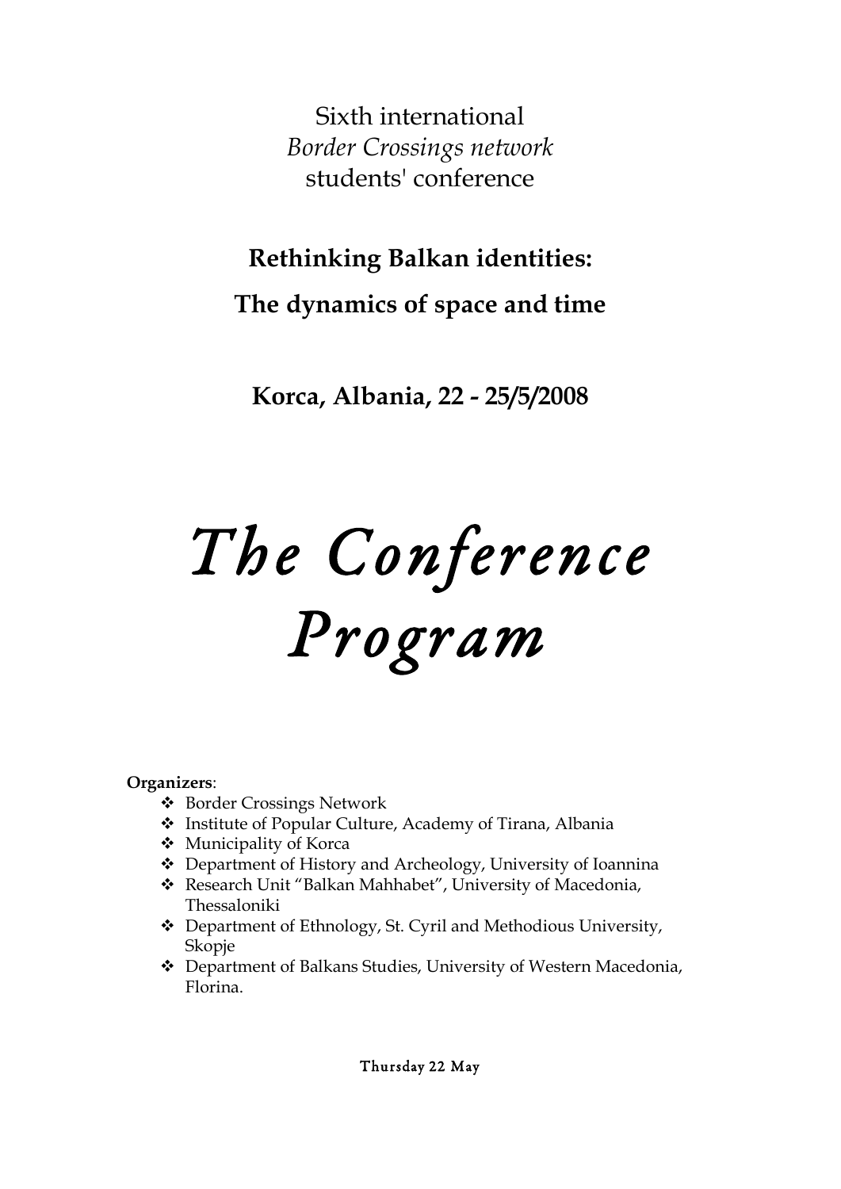Sixth international

*Border Crossings network*

students' conference

# Rethinking Balkan identities:

# The dynamics of space and time

## Korca, Albania, 22 - 25/5/2008

# *The Conference Program*

**Organizers**:

- Border Crossings Network
- Institute of Popular Culture, Academy of Tirana, Albania
- Municipality of Korca
- Department of History and Archeology, University of Ioannina
- Research Unit "Balkan Mahhabet", University of Macedonia, Thessaloniki
- Department of Ethnology, St. Cyril and Methodious University, Skopje
- Department of Balkans Studies, University of Western Macedonia, Florina.

Thursday 22 May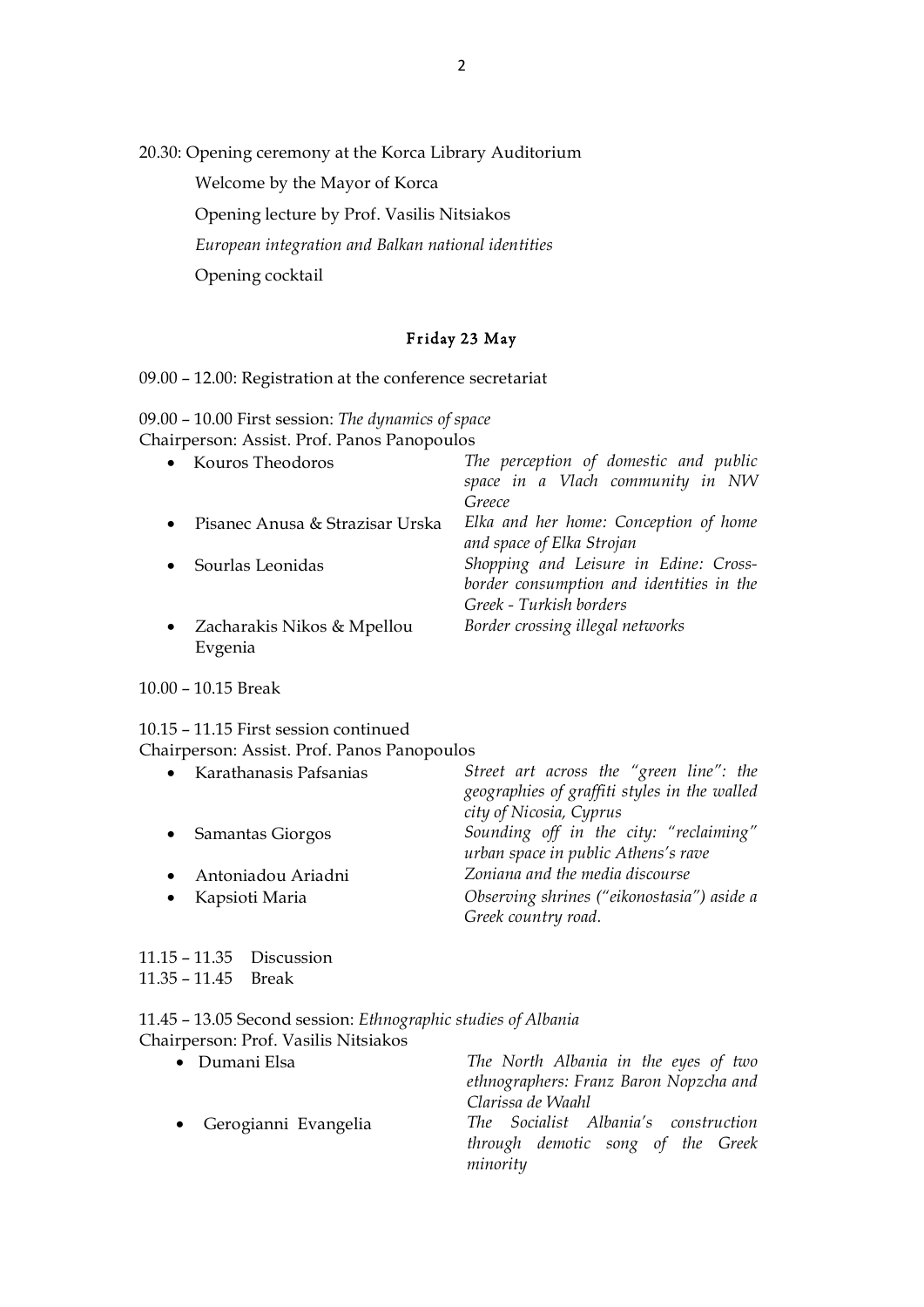20.30: Opening ceremony at the Korca Library Auditorium

Welcome by the Mayor of Korca

Opening lecture by Prof. Vasilis Nitsiakos

*European integration and Balkan national identities*

Opening cocktail

## Friday 23 May

09.00 – 12.00: Registration at the conference secretariat

09.00 – 10.00 First session: *The dynamics of space*
Chairperson: Assist. Prof. Panos Panopoulos

- Kouros Theodoros — *The perception of domestic and public space in a Vlach community in NW Greece*
- Pisanec Anusa & Strazisar Urska — *Elka and her home: Conception of home and space of Elka Strojan*
- Sourlas Leonidas — *Shopping and Leisure in Edine: Cross-border consumption and identities in the Greek - Turkish borders*
- Zacharakis Nikos & Mpellou Evgenia — *Border crossing illegal networks*

10.00 – 10.15 Break

10.15 – 11.15 First session continued
Chairperson: Assist. Prof. Panos Panopoulos

- Karathanasis Pafsanias — *Street art across the "green line": the geographies of graffiti styles in the walled city of Nicosia, Cyprus*
- Samantas Giorgos — *Sounding off in the city: "reclaiming" urban space in public Athens's rave*
- Antoniadou Ariadni — *Zoniana and the media discourse*
- Kapsioti Maria — *Observing shrines ("eikonostasia") aside a Greek country road.*

11.15 – 11.35 Discussion
11.35 – 11.45 Break

11.45 – 13.05 Second session: *Ethnographic studies of Albania*
Chairperson: Prof. Vasilis Nitsiakos

- Dumani Elsa — *The North Albania in the eyes of two ethnographers: Franz Baron Nopzcha and Clarissa de Waahl*
- Gerogianni Evangelia — *The Socialist Albania's construction through demotic song of the Greek minority*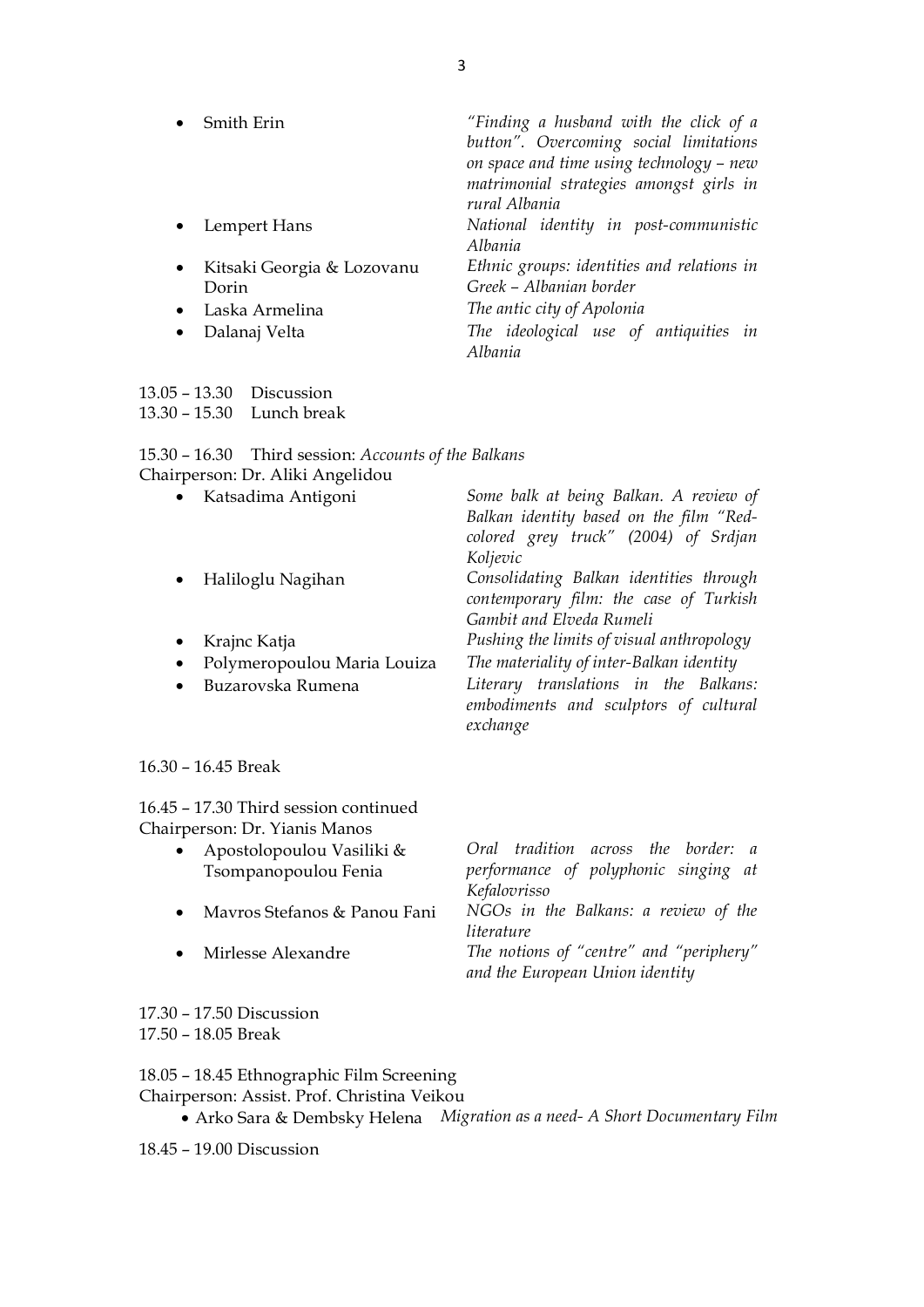- Smith Erin — *"Finding a husband with the click of a button". Overcoming social limitations on space and time using technology – new matrimonial strategies amongst girls in rural Albania*
- Lempert Hans — *National identity in post-communistic Albania*
- Kitsaki Georgia & Lozovanu Dorin — *Ethnic groups: identities and relations in Greek – Albanian border*
- Laska Armelina — *The antic city of Apolonia*
- Dalanaj Velta — *The ideological use of antiquities in Albania*

13.05 – 13.30 Discussion
13.30 – 15.30 Lunch break

15.30 – 16.30 Third session: *Accounts of the Balkans*
Chairperson: Dr. Aliki Angelidou

- Katsadima Antigoni — *Some balk at being Balkan. A review of Balkan identity based on the film "Red-colored grey truck" (2004) of Srdjan Koljevic*
- Haliloglu Nagihan — *Consolidating Balkan identities through contemporary film: the case of Turkish Gambit and Elveda Rumeli*
- Krajnc Katja — *Pushing the limits of visual anthropology*
- Polymeropoulou Maria Louiza — *The materiality of inter-Balkan identity*
- Buzarovska Rumena — *Literary translations in the Balkans: embodiments and sculptors of cultural exchange*

16.30 – 16.45 Break

16.45 – 17.30 Third session continued
Chairperson: Dr. Yianis Manos

- Apostolopoulou Vasiliki & Tsompanopoulou Fenia — *Oral tradition across the border: a performance of polyphonic singing at Kefalovrisso*
- Mavros Stefanos & Panou Fani — *NGOs in the Balkans: a review of the literature*
- Mirlesse Alexandre — *The notions of "centre" and "periphery" and the European Union identity*

17.30 – 17.50 Discussion
17.50 – 18.05 Break

18.05 – 18.45 Ethnographic Film Screening
Chairperson: Assist. Prof. Christina Veikou

- Arko Sara & Dembsky Helena — *Migration as a need- A Short Documentary Film*

18.45 – 19.00 Discussion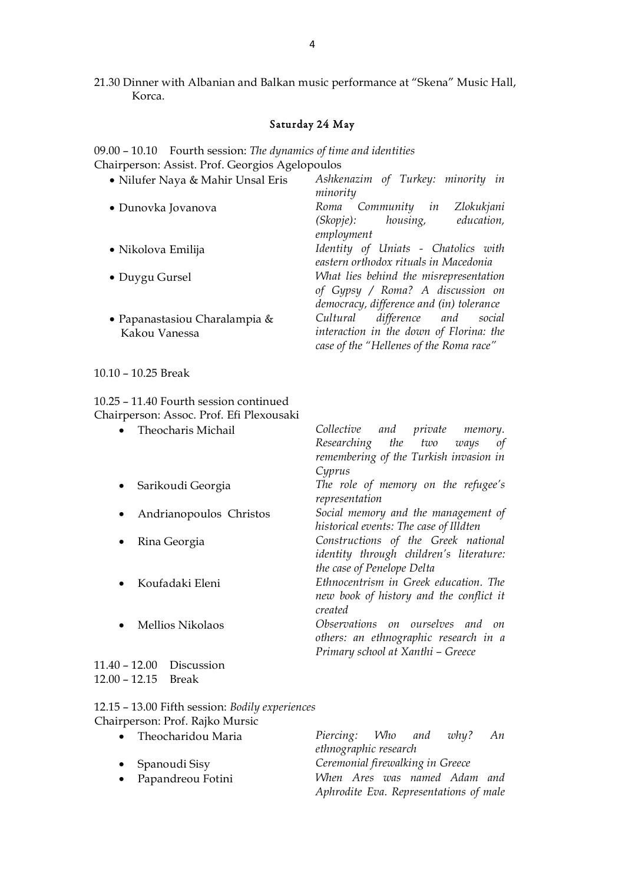21.30 Dinner with Albanian and Balkan music performance at "Skena" Music Hall, Korca.

### Saturday 24 May

09.00 – 10.10 Fourth session: *The dynamics of time and identities*
Chairperson: Assist. Prof. Georgios Agelopoulos

- Nilufer Naya & Mahir Unsal Eris — *Ashkenazim of Turkey: minority in minority*
- Dunovka Jovanova — *Roma Community in Zlokukjani (Skopje): housing, education, employment*
- Nikolova Emilija — *Identity of Uniats - Chatolics with eastern orthodox rituals in Macedonia*
- Duygu Gursel — *What lies behind the misrepresentation of Gypsy / Roma? A discussion on democracy, difference and (in) tolerance*
- Papanastasiou Charalampia & Kakou Vanessa — *Cultural difference and social interaction in the down of Florina: the case of the "Hellenes of the Roma race"*

10.10 – 10.25 Break

10.25 – 11.40 Fourth session continued
Chairperson: Assoc. Prof. Efi Plexousaki

- Theocharis Michail — *Collective and private memory. Researching the two ways of remembering of the Turkish invasion in Cyprus*
- Sarikoudi Georgia — *The role of memory on the refugee's representation*
- Andrianopoulos Christos — *Social memory and the management of historical events: The case of Illdten*
- Rina Georgia — *Constructions of the Greek national identity through children's literature: the case of Penelope Delta*
- Koufadaki Eleni — *Ethnocentrism in Greek education. The new book of history and the conflict it created*
- Mellios Nikolaos — *Observations on ourselves and on others: an ethnographic research in a Primary school at Xanthi – Greece*

11.40 – 12.00 Discussion
12.00 – 12.15 Break

12.15 – 13.00 Fifth session: *Bodily experiences*
Chairperson: Prof. Rajko Mursic

- Theocharidou Maria — *Piercing: Who and why? An ethnographic research*
- Spanoudi Sisy — *Ceremonial firewalking in Greece*
- Papandreou Fotini — *When Ares was named Adam and Aphrodite Eva. Representations of male*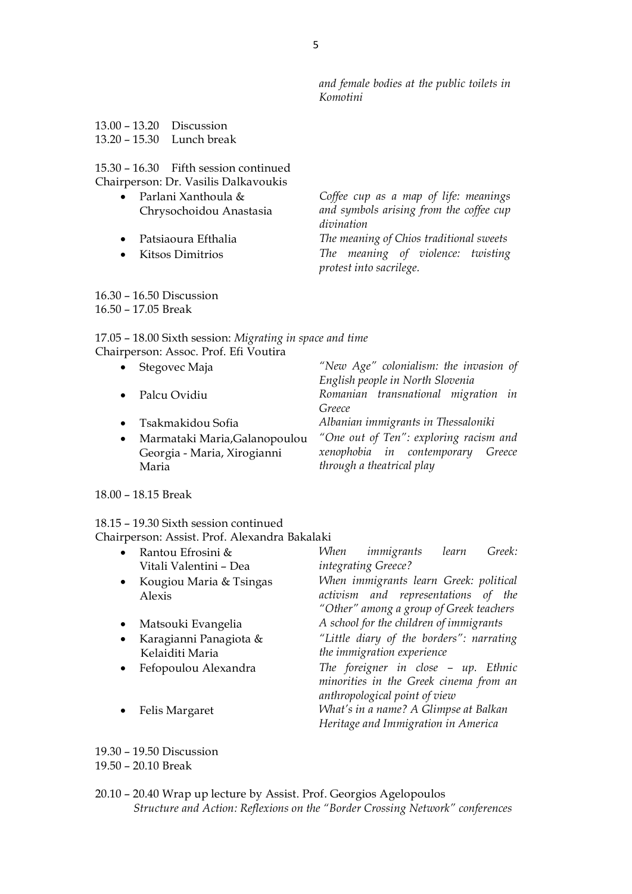*and female bodies at the public toilets in Komotini*

13.00 – 13.20 Discussion
13.20 – 15.30 Lunch break

15.30 – 16.30 Fifth session continued
Chairperson: Dr. Vasilis Dalkavoukis

- Parlani Xanthoula & Chrysochoidou Anastasia — *Coffee cup as a map of life: meanings and symbols arising from the coffee cup divination*
- Patsiaoura Efthalia — *The meaning of Chios traditional sweets*
- Kitsos Dimitrios — *The meaning of violence: twisting protest into sacrilege.*

16.30 – 16.50 Discussion
16.50 – 17.05 Break

17.05 – 18.00 Sixth session: *Migrating in space and time*
Chairperson: Assoc. Prof. Efi Voutira

- Stegovec Maja — *"New Age" colonialism: the invasion of English people in North Slovenia*
- Palcu Ovidiu — *Romanian transnational migration in Greece*
- Tsakmakidou Sofia — *Albanian immigrants in Thessaloniki*
- Marmataki Maria,Galanopoulou Georgia - Maria, Xirogianni Maria — *"One out of Ten": exploring racism and xenophobia in contemporary Greece through a theatrical play*

18.00 – 18.15 Break

18.15 – 19.30 Sixth session continued
Chairperson: Assist. Prof. Alexandra Bakalaki

- Rantou Efrosini & Vitali Valentini – Dea — *When immigrants learn Greek: integrating Greece?*
- Kougiou Maria & Tsingas Alexis — *When immigrants learn Greek: political activism and representations of the "Other" among a group of Greek teachers*
- Matsouki Evangelia — *A school for the children of immigrants*
- Karagianni Panagiota & Kelaiditi Maria — *"Little diary of the borders": narrating the immigration experience*
- Fefopoulou Alexandra — *The foreigner in close – up. Ethnic minorities in the Greek cinema from an anthropological point of view*
- Felis Margaret — *What's in a name? A Glimpse at Balkan Heritage and Immigration in America*

19.30 – 19.50 Discussion
19.50 – 20.10 Break

20.10 – 20.40 Wrap up lecture by Assist. Prof. Georgios Agelopoulos
*Structure and Action: Reflexions on the "Border Crossing Network" conferences*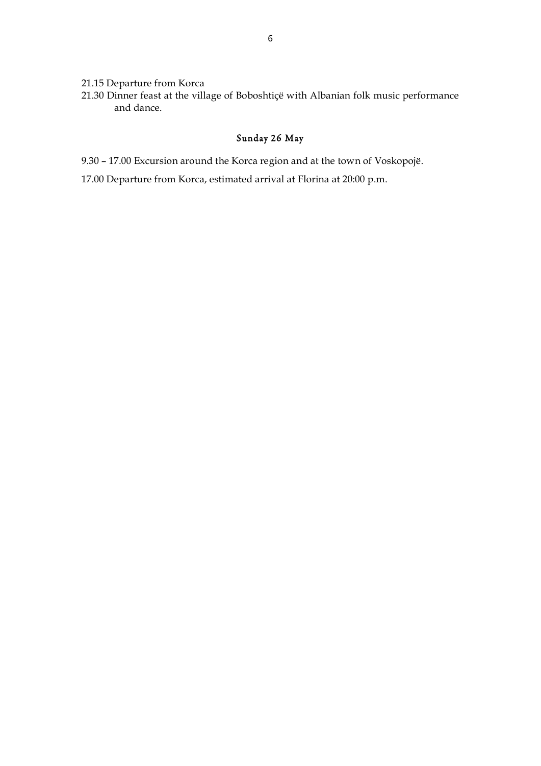21.15 Departure from Korca

21.30 Dinner feast at the village of Boboshtiçë with Albanian folk music performance and dance.

### Sunday 26 May

9.30 – 17.00 Excursion around the Korca region and at the town of Voskopojë.

17.00 Departure from Korca, estimated arrival at Florina at 20:00 p.m.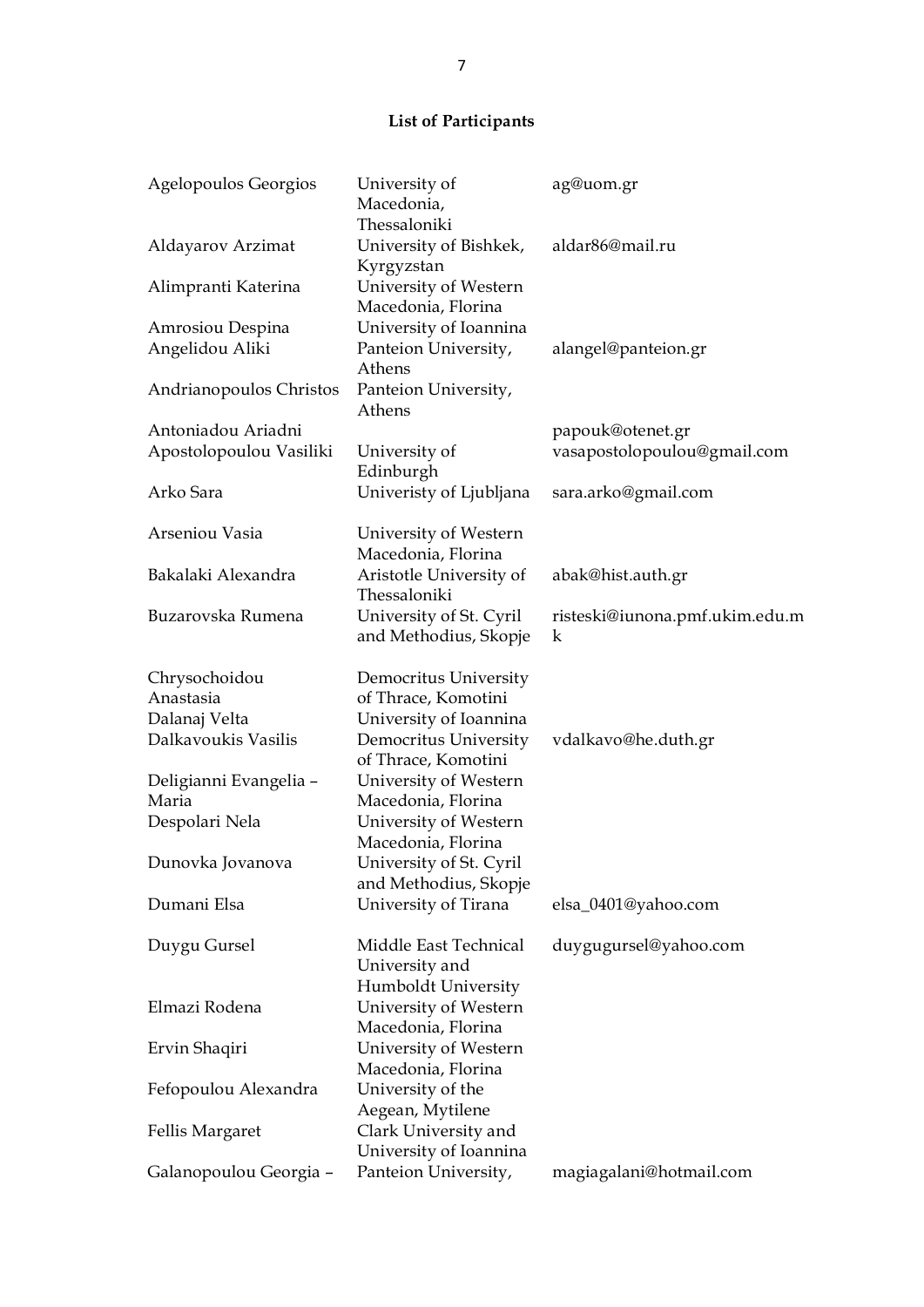**List of Participants**

| | | |
|---|---|---|
| Agelopoulos Georgios | University of Macedonia, Thessaloniki | ag@uom.gr |
| Aldayarov Arzimat | University of Bishkek, Kyrgyzstan | aldar86@mail.ru |
| Alimpranti Katerina | University of Western Macedonia, Florina | |
| Amrosiou Despina | University of Ioannina | |
| Angelidou Aliki | Panteion University, Athens | alangel@panteion.gr |
| Andrianopoulos Christos | Panteion University, Athens | |
| Antoniadou Ariadni | | papouk@otenet.gr |
| Apostolopoulou Vasiliki | University of Edinburgh | vasapostolopoulou@gmail.com |
| Arko Sara | Univeristy of Ljubljana | sara.arko@gmail.com |
| Arseniou Vasia | University of Western Macedonia, Florina | |
| Bakalaki Alexandra | Aristotle University of Thessaloniki | abak@hist.auth.gr |
| Buzarovska Rumena | University of St. Cyril and Methodius, Skopje | risteski@iunona.pmf.ukim.edu.mk |
| Chrysochoidou Anastasia | Democritus University of Thrace, Komotini | |
| Dalanaj Velta | University of Ioannina | |
| Dalkavoukis Vasilis | Democritus University of Thrace, Komotini | vdalkavo@he.duth.gr |
| Deligianni Evangelia – Maria | University of Western Macedonia, Florina | |
| Despolari Nela | University of Western Macedonia, Florina | |
| Dunovka Jovanova | University of St. Cyril and Methodius, Skopje | |
| Dumani Elsa | University of Tirana | elsa_0401@yahoo.com |
| Duygu Gursel | Middle East Technical University and Humboldt University | duygugursel@yahoo.com |
| Elmazi Rodena | University of Western Macedonia, Florina | |
| Ervin Shaqiri | University of Western Macedonia, Florina | |
| Fefopoulou Alexandra | University of the Aegean, Mytilene | |
| Fellis Margaret | Clark University and University of Ioannina | |
| Galanopoulou Georgia – | Panteion University, | magiagalani@hotmail.com |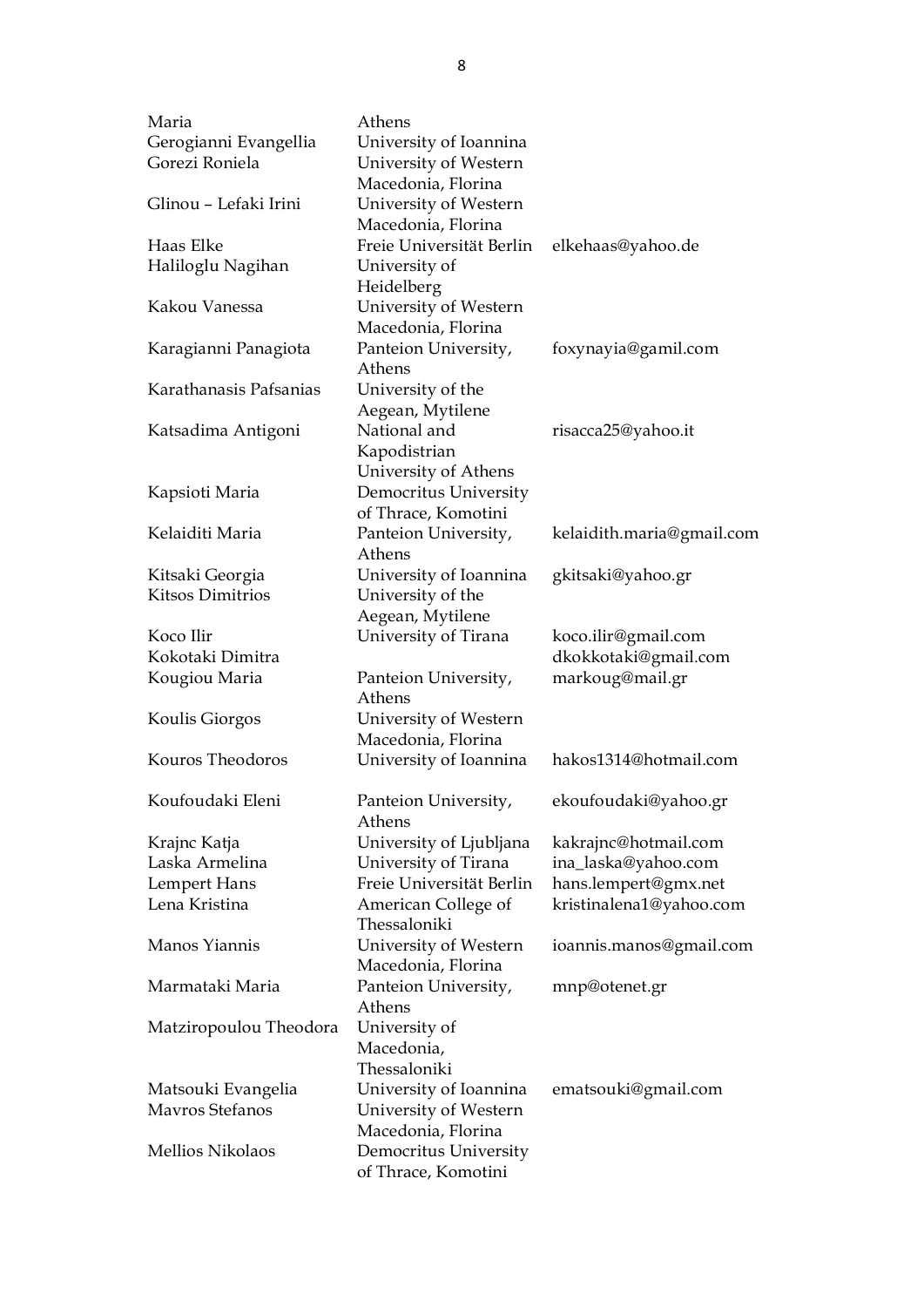| | | |
|---|---|---|
| Maria | Athens | |
| Gerogianni Evangellia | University of Ioannina | |
| Gorezi Roniela | University of Western Macedonia, Florina | |
| Glinou – Lefaki Irini | University of Western Macedonia, Florina | |
| Haas Elke | Freie Universität Berlin | elkehaas@yahoo.de |
| Haliloglu Nagihan | University of Heidelberg | |
| Kakou Vanessa | University of Western Macedonia, Florina | |
| Karagianni Panagiota | Panteion University, Athens | foxynayia@gamil.com |
| Karathanasis Pafsanias | University of the Aegean, Mytilene | |
| Katsadima Antigoni | National and Kapodistrian University of Athens | risacca25@yahoo.it |
| Kapsioti Maria | Democritus University of Thrace, Komotini | |
| Kelaiditi Maria | Panteion University, Athens | kelaidith.maria@gmail.com |
| Kitsaki Georgia | University of Ioannina | gkitsaki@yahoo.gr |
| Kitsos Dimitrios | University of the Aegean, Mytilene | |
| Koco Ilir | University of Tirana | koco.ilir@gmail.com |
| Kokotaki Dimitra | | dkokkotaki@gmail.com |
| Kougiou Maria | Panteion University, Athens | markoug@mail.gr |
| Koulis Giorgos | University of Western Macedonia, Florina | |
| Kouros Theodoros | University of Ioannina | hakos1314@hotmail.com |
| Koufoudaki Eleni | Panteion University, Athens | ekoufoudaki@yahoo.gr |
| Krajnc Katja | University of Ljubljana | kakrajnc@hotmail.com |
| Laska Armelina | University of Tirana | ina_laska@yahoo.com |
| Lempert Hans | Freie Universität Berlin | hans.lempert@gmx.net |
| Lena Kristina | American College of Thessaloniki | kristinalena1@yahoo.com |
| Manos Yiannis | University of Western Macedonia, Florina | ioannis.manos@gmail.com |
| Marmataki Maria | Panteion University, Athens | mnp@otenet.gr |
| Matziropoulou Theodora | University of Macedonia, Thessaloniki | |
| Matsouki Evangelia | University of Ioannina | ematsouki@gmail.com |
| Mavros Stefanos | University of Western Macedonia, Florina | |
| Mellios Nikolaos | Democritus University of Thrace, Komotini | |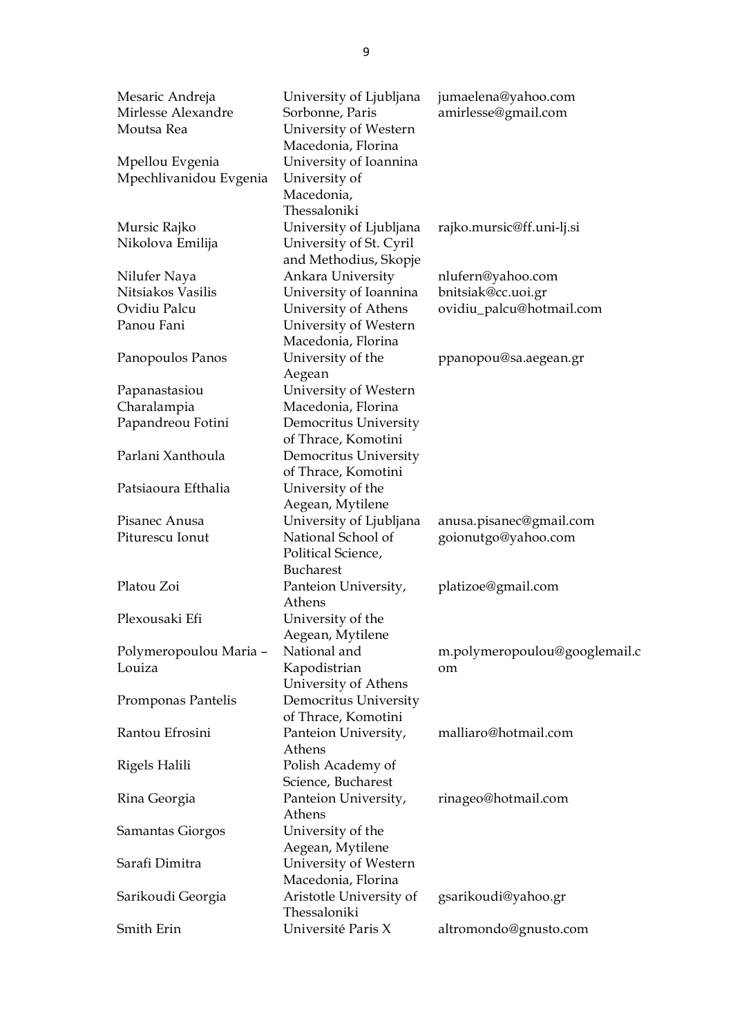| | | |
|---|---|---|
| Mesaric Andreja | University of Ljubljana | jumaelena@yahoo.com |
| Mirlesse Alexandre | Sorbonne, Paris | amirlesse@gmail.com |
| Moutsa Rea | University of Western Macedonia, Florina | |
| Mpellou Evgenia | University of Ioannina | |
| Mpechlivanidou Evgenia | University of Macedonia, Thessaloniki | |
| Mursic Rajko | University of Ljubljana | rajko.mursic@ff.uni-lj.si |
| Nikolova Emilija | University of St. Cyril and Methodius, Skopje | |
| Nilufer Naya | Ankara University | nlufern@yahoo.com |
| Nitsiakos Vasilis | University of Ioannina | bnitsiak@cc.uoi.gr |
| Ovidiu Palcu | University of Athens | ovidiu_palcu@hotmail.com |
| Panou Fani | University of Western Macedonia, Florina | |
| Panopoulos Panos | University of the Aegean | ppanopou@sa.aegean.gr |
| Papanastasiou Charalampia | University of Western Macedonia, Florina | |
| Papandreou Fotini | Democritus University of Thrace, Komotini | |
| Parlani Xanthoula | Democritus University of Thrace, Komotini | |
| Patsiaoura Efthalia | University of the Aegean, Mytilene | |
| Pisanec Anusa | University of Ljubljana | anusa.pisanec@gmail.com |
| Piturescu Ionut | National School of Political Science, Bucharest | goionutgo@yahoo.com |
| Platou Zoi | Panteion University, Athens | platizoe@gmail.com |
| Plexousaki Efi | University of the Aegean, Mytilene | |
| Polymeropoulou Maria – Louiza | National and Kapodistrian University of Athens | m.polymeropoulou@googlemail.com |
| Promponas Pantelis | Democritus University of Thrace, Komotini | |
| Rantou Efrosini | Panteion University, Athens | malliaro@hotmail.com |
| Rigels Halili | Polish Academy of Science, Bucharest | |
| Rina Georgia | Panteion University, Athens | rinageo@hotmail.com |
| Samantas Giorgos | University of the Aegean, Mytilene | |
| Sarafi Dimitra | University of Western Macedonia, Florina | |
| Sarikoudi Georgia | Aristotle University of Thessaloniki | gsarikoudi@yahoo.gr |
| Smith Erin | Université Paris X | altromondo@gnusto.com |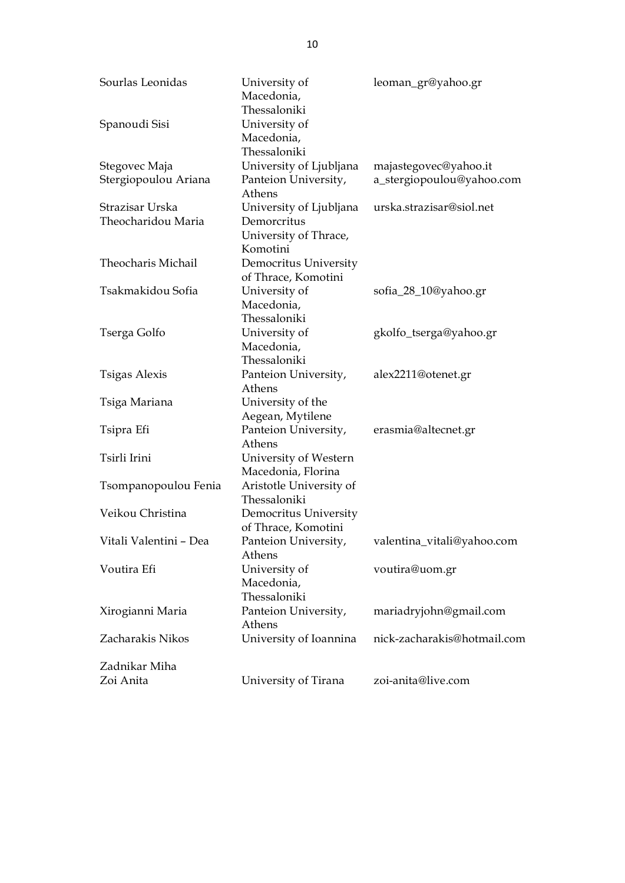| | | |
|---|---|---|
| Sourlas Leonidas | University of Macedonia, Thessaloniki | leoman_gr@yahoo.gr |
| Spanoudi Sisi | University of Macedonia, Thessaloniki | |
| Stegovec Maja | University of Ljubljana | majastegovec@yahoo.it |
| Stergiopoulou Ariana | Panteion University, Athens | a_stergiopoulou@yahoo.com |
| Strazisar Urska | University of Ljubljana | urska.strazisar@siol.net |
| Theocharidou Maria | Demorcritus University of Thrace, Komotini | |
| Theocharis Michail | Democritus University of Thrace, Komotini | |
| Tsakmakidou Sofia | University of Macedonia, Thessaloniki | sofia_28_10@yahoo.gr |
| Tserga Golfo | University of Macedonia, Thessaloniki | gkolfo_tserga@yahoo.gr |
| Tsigas Alexis | Panteion University, Athens | alex2211@otenet.gr |
| Tsiga Mariana | University of the Aegean, Mytilene | |
| Tsipra Efi | Panteion University, Athens | erasmia@altecnet.gr |
| Tsirli Irini | University of Western Macedonia, Florina | |
| Tsompanopoulou Fenia | Aristotle University of Thessaloniki | |
| Veikou Christina | Democritus University of Thrace, Komotini | |
| Vitali Valentini – Dea | Panteion University, Athens | valentina_vitali@yahoo.com |
| Voutira Efi | University of Macedonia, Thessaloniki | voutira@uom.gr |
| Xirogianni Maria | Panteion University, Athens | mariadryjohn@gmail.com |
| Zacharakis Nikos | University of Ioannina | nick-zacharakis@hotmail.com |
| Zadnikar Miha | | |
| Zoi Anita | University of Tirana | zoi-anita@live.com |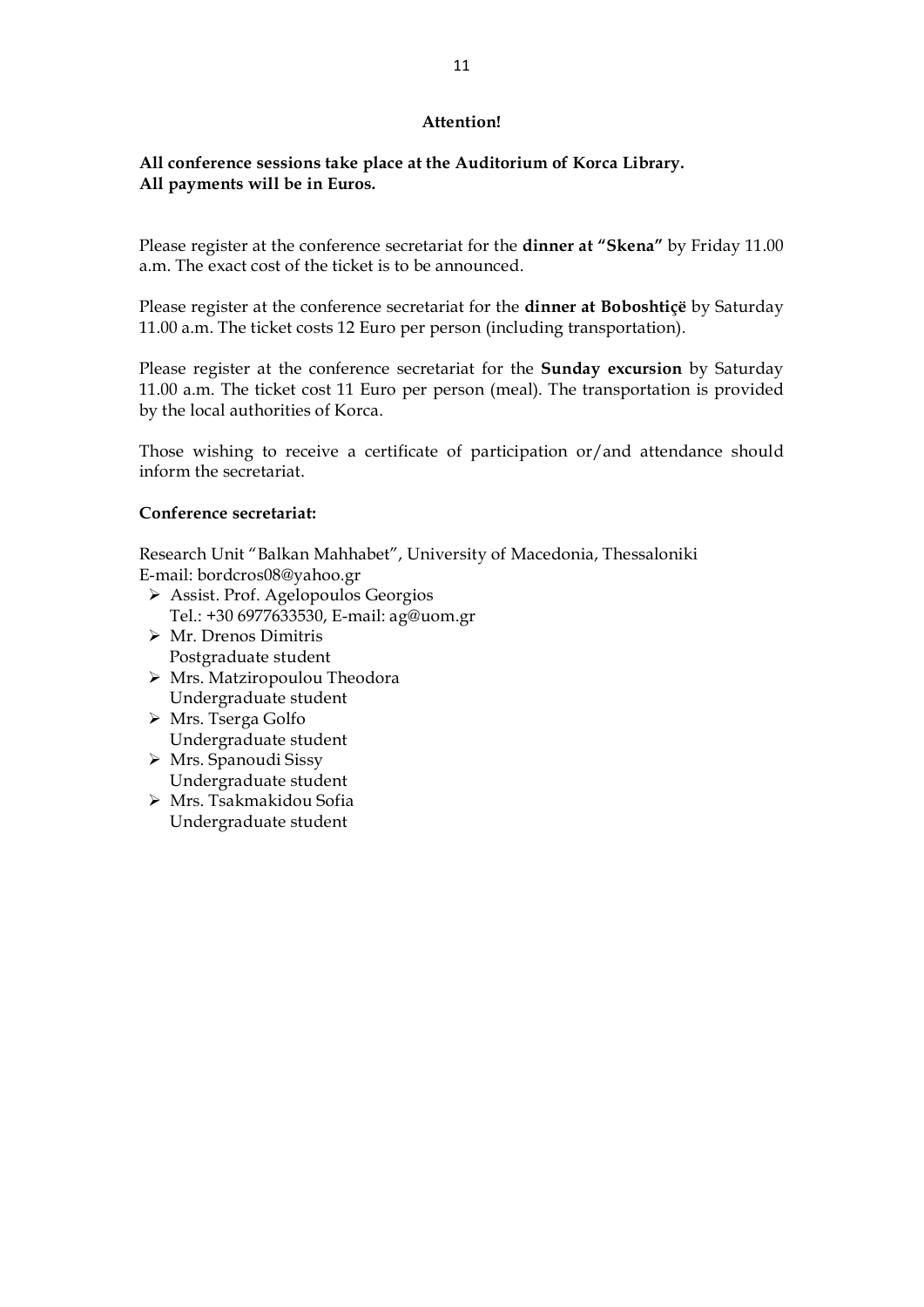**Attention!**

**All conference sessions take place at the Auditorium of Korca Library.**
**All payments will be in Euros.**

Please register at the conference secretariat for the **dinner at "Skena"** by Friday 11.00 a.m. The exact cost of the ticket is to be announced.

Please register at the conference secretariat for the **dinner at Boboshtiçë** by Saturday 11.00 a.m. The ticket costs 12 Euro per person (including transportation).

Please register at the conference secretariat for the **Sunday excursion** by Saturday 11.00 a.m. The ticket cost 11 Euro per person (meal). The transportation is provided by the local authorities of Korca.

Those wishing to receive a certificate of participation or/and attendance should inform the secretariat.

**Conference secretariat:**

Research Unit "Balkan Mahhabet", University of Macedonia, Thessaloniki
E-mail: bordcros08@yahoo.gr

- Assist. Prof. Agelopoulos Georgios
  Tel.: +30 6977633530, E-mail: ag@uom.gr
- Mr. Drenos Dimitris
  Postgraduate student
- Mrs. Matziropoulou Theodora
  Undergraduate student
- Mrs. Tserga Golfo
  Undergraduate student
- Mrs. Spanoudi Sissy
  Undergraduate student
- Mrs. Tsakmakidou Sofia
  Undergraduate student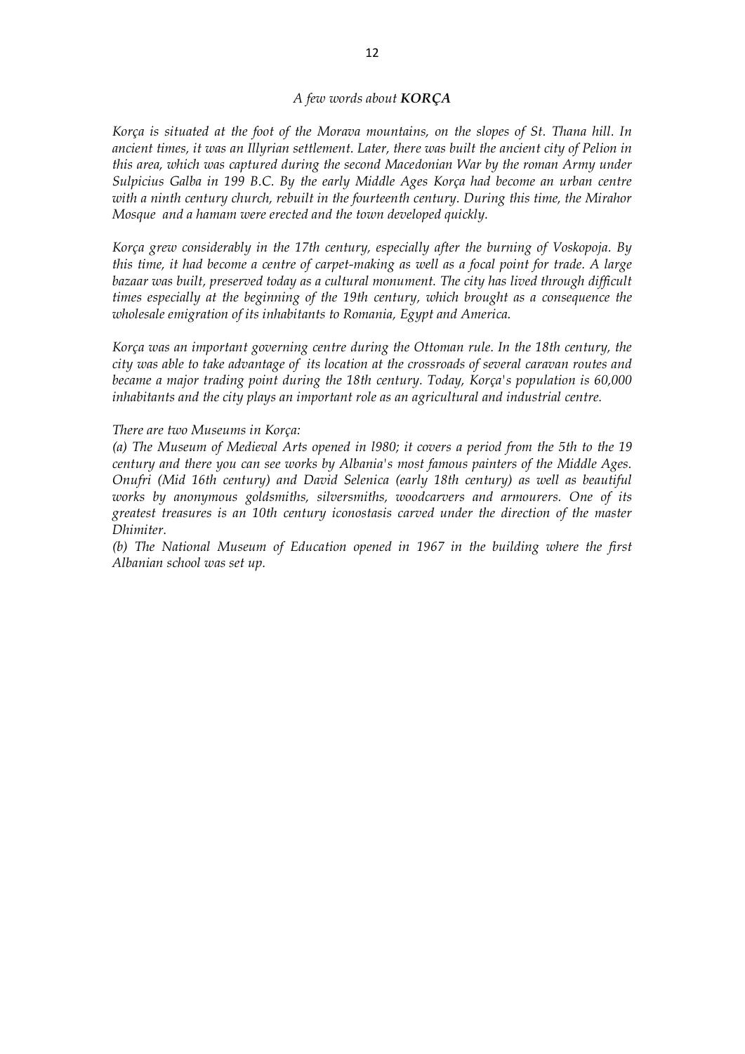## *A few words about* ***KORÇA***

*Korça is situated at the foot of the Morava mountains, on the slopes of St. Thana hill. In ancient times, it was an Illyrian settlement. Later, there was built the ancient city of Pelion in this area, which was captured during the second Macedonian War by the roman Army under Sulpicius Galba in 199 B.C. By the early Middle Ages Korça had become an urban centre with a ninth century church, rebuilt in the fourteenth century. During this time, the Mirahor Mosque and a hamam were erected and the town developed quickly.*

*Korça grew considerably in the 17th century, especially after the burning of Voskopoja. By this time, it had become a centre of carpet-making as well as a focal point for trade. A large bazaar was built, preserved today as a cultural monument. The city has lived through difficult times especially at the beginning of the 19th century, which brought as a consequence the wholesale emigration of its inhabitants to Romania, Egypt and America.*

*Korça was an important governing centre during the Ottoman rule. In the 18th century, the city was able to take advantage of its location at the crossroads of several caravan routes and became a major trading point during the 18th century. Today, Korça's population is 60,000 inhabitants and the city plays an important role as an agricultural and industrial centre.*

*There are two Museums in Korça:*

*(a) The Museum of Medieval Arts opened in l980; it covers a period from the 5th to the 19 century and there you can see works by Albania's most famous painters of the Middle Ages. Onufri (Mid 16th century) and David Selenica (early 18th century) as well as beautiful works by anonymous goldsmiths, silversmiths, woodcarvers and armourers. One of its greatest treasures is an 10th century iconostasis carved under the direction of the master Dhimiter.*

*(b) The National Museum of Education opened in 1967 in the building where the first Albanian school was set up.*